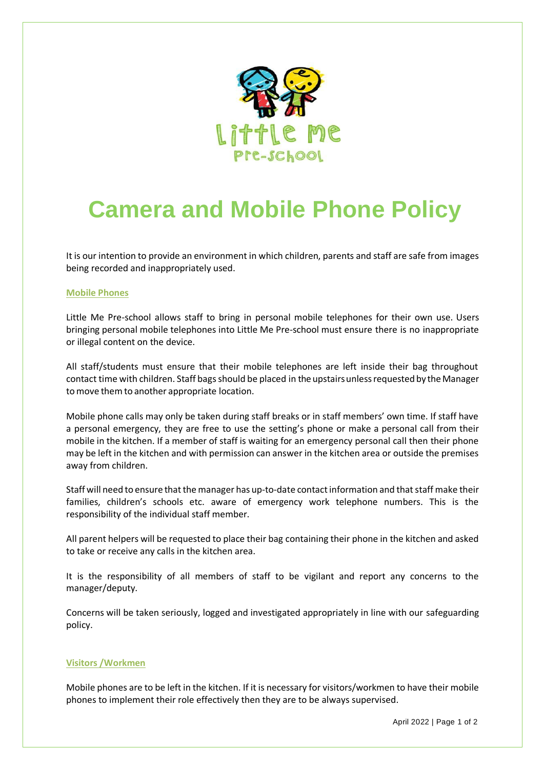# Camera and Mobile Phone Policy

It is our intention to provide an environment in which children, parents and staff are safe from images being recorded and inappropriately used.

## Mobile Phones

Little Me Pre-school allows staff to bring in personal mobile telephones for their own use. Users bringing personal mobile telephones into Little Me Pre-school must ensure there is no inappropriate or illegal content on the device.

All staff/students must ensure that their mobile telephones are left inside their bag throughout contact time with children. Staff bags should be placed in the upstairs unless requested by the Manager to move them to another appropriate location.

Mobile phone calls may only be taken during staff breaks or in staff members' own time. If staff have a personal emergency, they are free to use the setting's phone or make a personal call from their mobile in the kitchen. If a member of staff is waiting for an emergency personal call then their phone may be left in the kitchen and with permission can answer in the kitchen area or outside the premises away from children.

Staff will need to ensure that the manager has up-to-date contact information and that staff make their families, children's schools etc. aware of emergency work telephone numbers. This is the responsibility of the individual staff member.

All parent helpers will be requested to place their bag containing their phone in the kitchen and asked to take or receive any calls in the kitchen area.

It is the responsibility of all members of staff to be vigilant and report any concerns to the manager/deputy.

Concerns will be taken seriously, logged and investigated appropriately in line with our safeguarding policy.

## Visitors /Workmen

Mobile phones are to be left in the kitchen. If it is necessary for visitors/workmen to have their mobile phones to implement their role effectively then they are to be always supervised.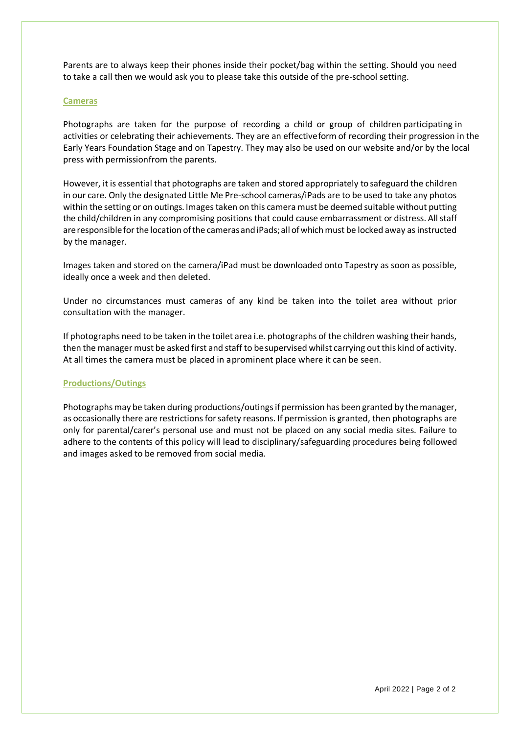Parents are to always keep their phones inside their pocket/bag within the setting. Should you need to take a call then we would ask you to please take this outside of the pre-school setting.

## Cameras

Photographs are taken for the purpose of recording a child or group of children participating in activities or celebrating their achievements. They are an effective form of recording their progression in the Early Years Foundation Stage and on Tapestry. They may also be used on our website and/or by the local press with permission from the parents.

However, it is essential that photographs are taken and stored appropriately to safeguard the children in our care. Only the designated Little Me Pre-school cameras/iPads are to be used to take any photos within the setting or on outings. Images taken on this camera must be deemed suitable without putting the child/children in any compromising positions that could cause embarrassment or distress. All staff are responsible for the location of the cameras and iPads; all of which must be locked away as instructed by the manager.

Images taken and stored on the camera/iPad must be downloaded onto Tapestry as soon as possible, ideally once a week and then deleted.

Under no circumstances must cameras of any kind be taken into the toilet area without prior consultation with the manager.

If photographs need to be taken in the toilet area i.e. photographs of the children washing their hands, then the manager must be asked first and staff to be supervised whilst carrying out this kind of activity. At all times the camera must be placed in a prominent place where it can be seen.

## Productions/Outings

Photographs may be taken during productions/outings if permission has been granted by the manager, as occasionally there are restrictions for safety reasons. If permission is granted, then photographs are only for parental/carer's personal use and must not be placed on any social media sites. Failure to adhere to the contents of this policy will lead to disciplinary/safeguarding procedures being followed and images asked to be removed from social media.